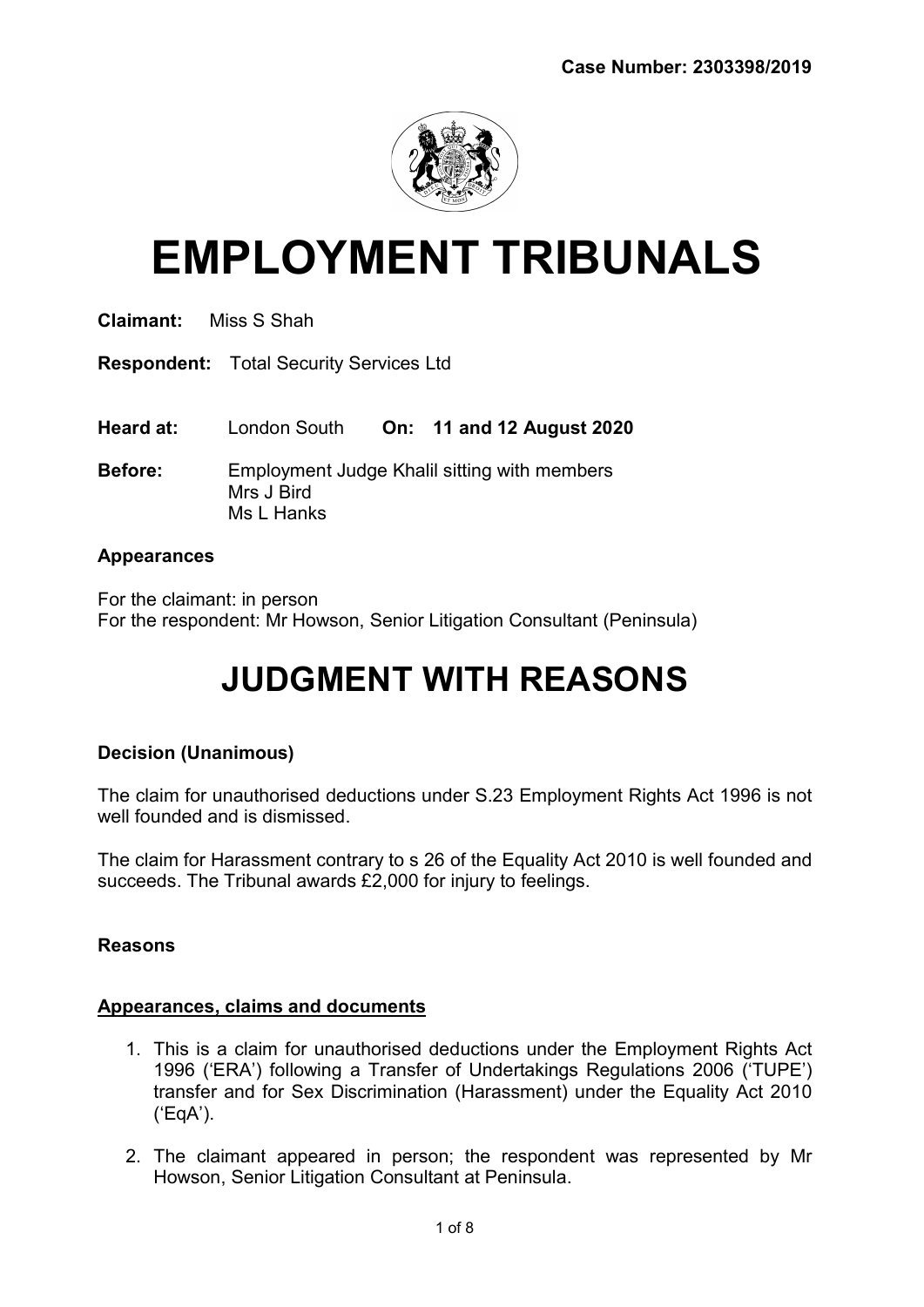**Case Number: 2303398/2019**

# EMPLOYMENT TRIBUNALS

**Claimant:** Miss S Shah

**Respondent:** Total Security Services Ltd

**Heard at:** London South **On: 11 and 12 August 2020**

**Before:** Employment Judge Khalil sitting with members
Mrs J Bird
Ms L Hanks

**Appearances**

For the claimant: in person
For the respondent: Mr Howson, Senior Litigation Consultant (Peninsula)

# JUDGMENT WITH REASONS

**Decision (Unanimous)**

The claim for unauthorised deductions under S.23 Employment Rights Act 1996 is not well founded and is dismissed.

The claim for Harassment contrary to s 26 of the Equality Act 2010 is well founded and succeeds. The Tribunal awards £2,000 for injury to feelings.

**Reasons**

**Appearances, claims and documents**

1. This is a claim for unauthorised deductions under the Employment Rights Act 1996 ('ERA') following a Transfer of Undertakings Regulations 2006 ('TUPE') transfer and for Sex Discrimination (Harassment) under the Equality Act 2010 ('EqA').

2. The claimant appeared in person; the respondent was represented by Mr Howson, Senior Litigation Consultant at Peninsula.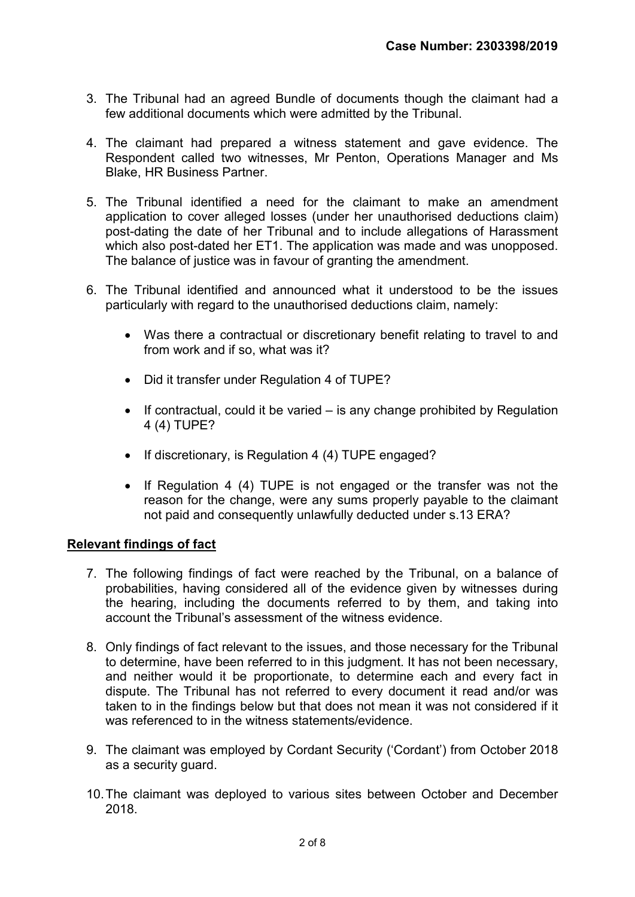3. The Tribunal had an agreed Bundle of documents though the claimant had a few additional documents which were admitted by the Tribunal.

4. The claimant had prepared a witness statement and gave evidence. The Respondent called two witnesses, Mr Penton, Operations Manager and Ms Blake, HR Business Partner.

5. The Tribunal identified a need for the claimant to make an amendment application to cover alleged losses (under her unauthorised deductions claim) post-dating the date of her Tribunal and to include allegations of Harassment which also post-dated her ET1. The application was made and was unopposed. The balance of justice was in favour of granting the amendment.

6. The Tribunal identified and announced what it understood to be the issues particularly with regard to the unauthorised deductions claim, namely:

   - Was there a contractual or discretionary benefit relating to travel to and from work and if so, what was it?

   - Did it transfer under Regulation 4 of TUPE?

   - If contractual, could it be varied – is any change prohibited by Regulation 4 (4) TUPE?

   - If discretionary, is Regulation 4 (4) TUPE engaged?

   - If Regulation 4 (4) TUPE is not engaged or the transfer was not the reason for the change, were any sums properly payable to the claimant not paid and consequently unlawfully deducted under s.13 ERA?

## Relevant findings of fact

7. The following findings of fact were reached by the Tribunal, on a balance of probabilities, having considered all of the evidence given by witnesses during the hearing, including the documents referred to by them, and taking into account the Tribunal's assessment of the witness evidence.

8. Only findings of fact relevant to the issues, and those necessary for the Tribunal to determine, have been referred to in this judgment. It has not been necessary, and neither would it be proportionate, to determine each and every fact in dispute. The Tribunal has not referred to every document it read and/or was taken to in the findings below but that does not mean it was not considered if it was referenced to in the witness statements/evidence.

9. The claimant was employed by Cordant Security ('Cordant') from October 2018 as a security guard.

10. The claimant was deployed to various sites between October and December 2018.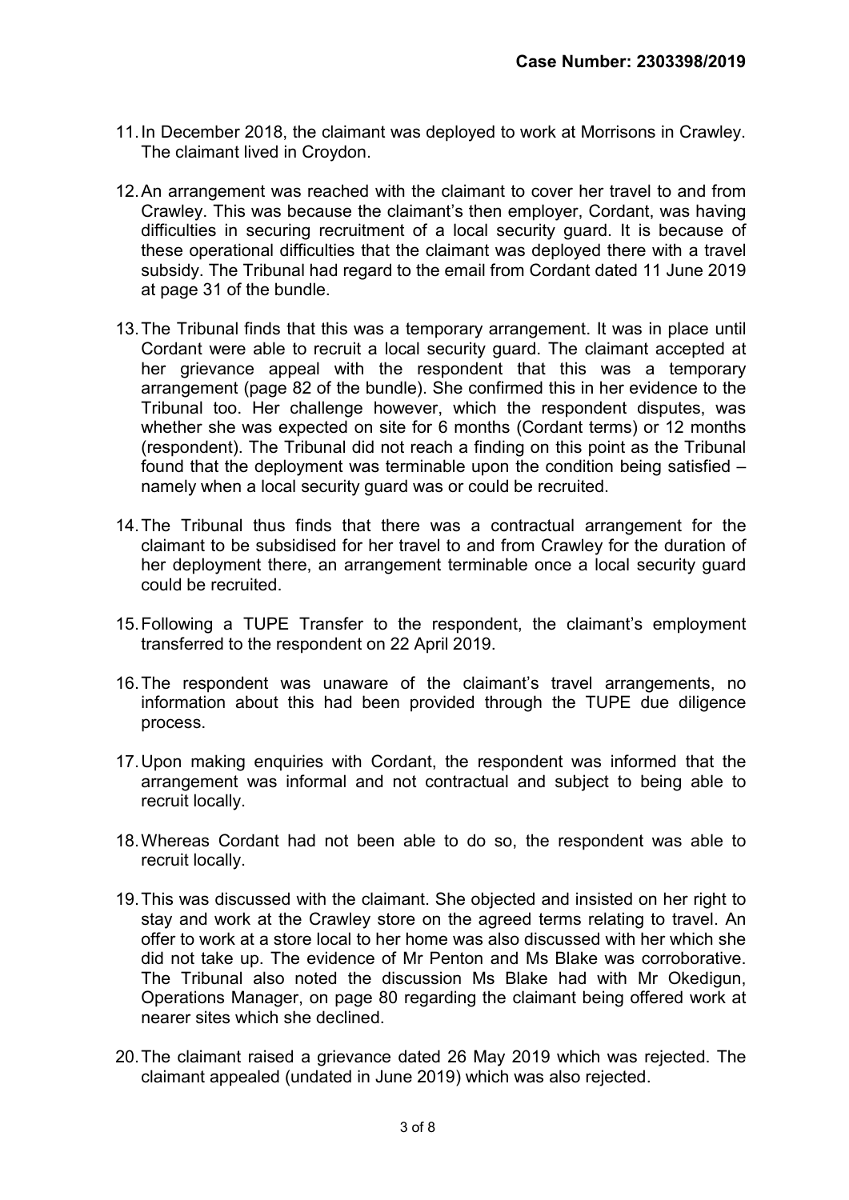11. In December 2018, the claimant was deployed to work at Morrisons in Crawley. The claimant lived in Croydon.

12. An arrangement was reached with the claimant to cover her travel to and from Crawley. This was because the claimant's then employer, Cordant, was having difficulties in securing recruitment of a local security guard. It is because of these operational difficulties that the claimant was deployed there with a travel subsidy. The Tribunal had regard to the email from Cordant dated 11 June 2019 at page 31 of the bundle.

13. The Tribunal finds that this was a temporary arrangement. It was in place until Cordant were able to recruit a local security guard. The claimant accepted at her grievance appeal with the respondent that this was a temporary arrangement (page 82 of the bundle). She confirmed this in her evidence to the Tribunal too. Her challenge however, which the respondent disputes, was whether she was expected on site for 6 months (Cordant terms) or 12 months (respondent). The Tribunal did not reach a finding on this point as the Tribunal found that the deployment was terminable upon the condition being satisfied – namely when a local security guard was or could be recruited.

14. The Tribunal thus finds that there was a contractual arrangement for the claimant to be subsidised for her travel to and from Crawley for the duration of her deployment there, an arrangement terminable once a local security guard could be recruited.

15. Following a TUPE Transfer to the respondent, the claimant's employment transferred to the respondent on 22 April 2019.

16. The respondent was unaware of the claimant's travel arrangements, no information about this had been provided through the TUPE due diligence process.

17. Upon making enquiries with Cordant, the respondent was informed that the arrangement was informal and not contractual and subject to being able to recruit locally.

18. Whereas Cordant had not been able to do so, the respondent was able to recruit locally.

19. This was discussed with the claimant. She objected and insisted on her right to stay and work at the Crawley store on the agreed terms relating to travel. An offer to work at a store local to her home was also discussed with her which she did not take up. The evidence of Mr Penton and Ms Blake was corroborative. The Tribunal also noted the discussion Ms Blake had with Mr Okedigun, Operations Manager, on page 80 regarding the claimant being offered work at nearer sites which she declined.

20. The claimant raised a grievance dated 26 May 2019 which was rejected. The claimant appealed (undated in June 2019) which was also rejected.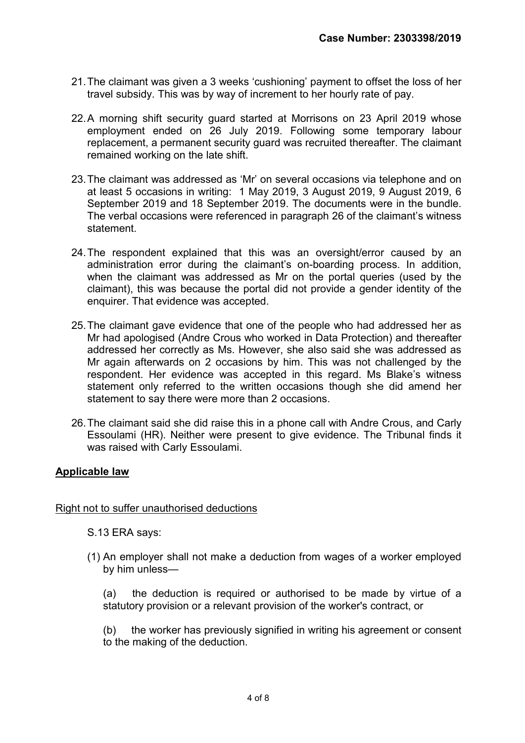21. The claimant was given a 3 weeks 'cushioning' payment to offset the loss of her travel subsidy. This was by way of increment to her hourly rate of pay.

22. A morning shift security guard started at Morrisons on 23 April 2019 whose employment ended on 26 July 2019. Following some temporary labour replacement, a permanent security guard was recruited thereafter. The claimant remained working on the late shift.

23. The claimant was addressed as 'Mr' on several occasions via telephone and on at least 5 occasions in writing: 1 May 2019, 3 August 2019, 9 August 2019, 6 September 2019 and 18 September 2019. The documents were in the bundle. The verbal occasions were referenced in paragraph 26 of the claimant's witness statement.

24. The respondent explained that this was an oversight/error caused by an administration error during the claimant's on-boarding process. In addition, when the claimant was addressed as Mr on the portal queries (used by the claimant), this was because the portal did not provide a gender identity of the enquirer. That evidence was accepted.

25. The claimant gave evidence that one of the people who had addressed her as Mr had apologised (Andre Crous who worked in Data Protection) and thereafter addressed her correctly as Ms. However, she also said she was addressed as Mr again afterwards on 2 occasions by him. This was not challenged by the respondent. Her evidence was accepted in this regard. Ms Blake's witness statement only referred to the written occasions though she did amend her statement to say there were more than 2 occasions.

26. The claimant said she did raise this in a phone call with Andre Crous, and Carly Essoulami (HR). Neither were present to give evidence. The Tribunal finds it was raised with Carly Essoulami.

## Applicable law

### Right not to suffer unauthorised deductions

S.13 ERA says:

(1) An employer shall not make a deduction from wages of a worker employed by him unless—

(a) the deduction is required or authorised to be made by virtue of a statutory provision or a relevant provision of the worker's contract, or

(b) the worker has previously signified in writing his agreement or consent to the making of the deduction.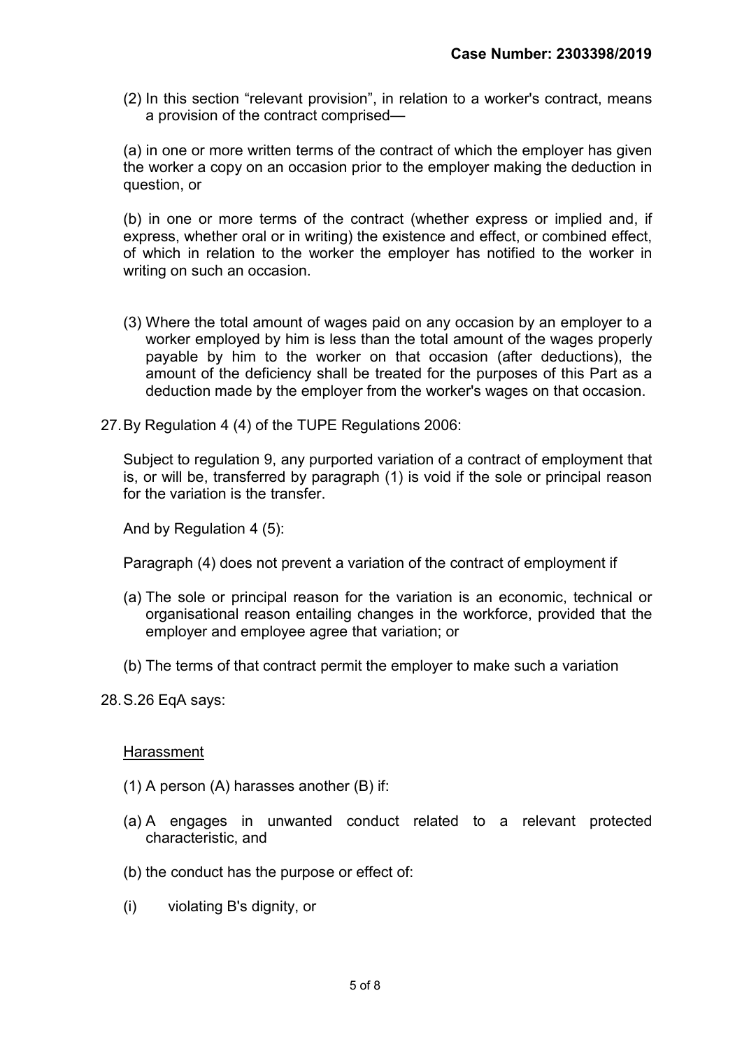(2) In this section "relevant provision", in relation to a worker's contract, means a provision of the contract comprised—

(a) in one or more written terms of the contract of which the employer has given the worker a copy on an occasion prior to the employer making the deduction in question, or

(b) in one or more terms of the contract (whether express or implied and, if express, whether oral or in writing) the existence and effect, or combined effect, of which in relation to the worker the employer has notified to the worker in writing on such an occasion.

(3) Where the total amount of wages paid on any occasion by an employer to a worker employed by him is less than the total amount of the wages properly payable by him to the worker on that occasion (after deductions), the amount of the deficiency shall be treated for the purposes of this Part as a deduction made by the employer from the worker's wages on that occasion.

27. By Regulation 4 (4) of the TUPE Regulations 2006:

Subject to regulation 9, any purported variation of a contract of employment that is, or will be, transferred by paragraph (1) is void if the sole or principal reason for the variation is the transfer.

And by Regulation 4 (5):

Paragraph (4) does not prevent a variation of the contract of employment if

(a) The sole or principal reason for the variation is an economic, technical or organisational reason entailing changes in the workforce, provided that the employer and employee agree that variation; or

(b) The terms of that contract permit the employer to make such a variation

28. S.26 EqA says:

<u>Harassment</u>

(1) A person (A) harasses another (B) if:

(a) A engages in unwanted conduct related to a relevant protected characteristic, and

(b) the conduct has the purpose or effect of:

(i) violating B's dignity, or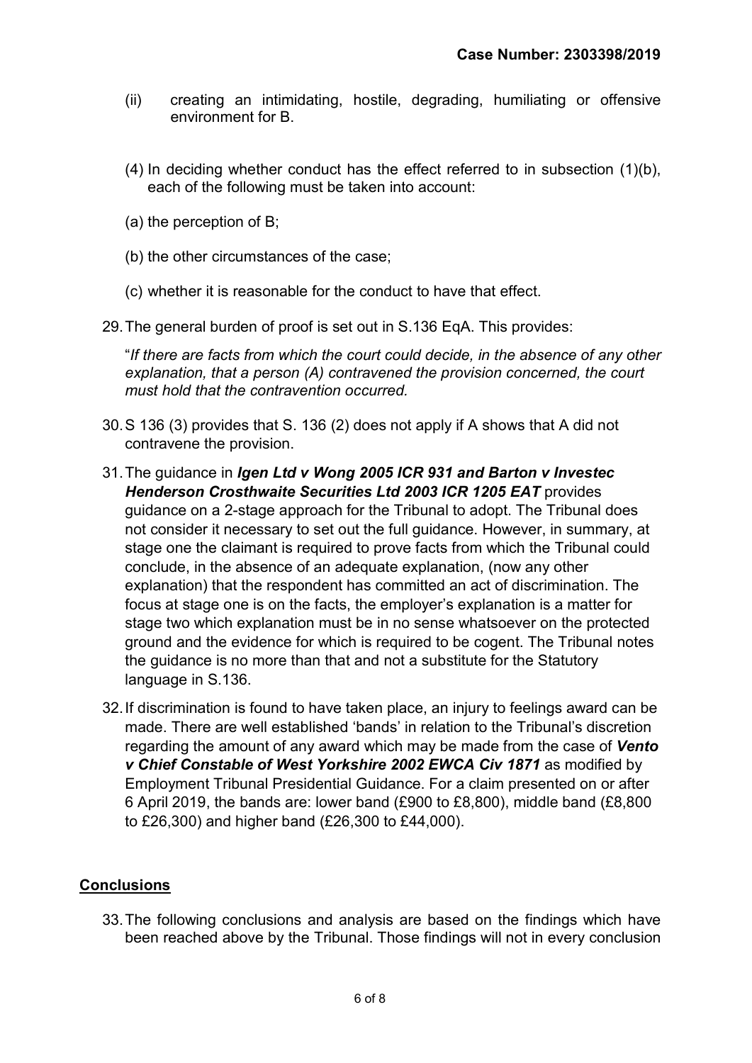(ii) creating an intimidating, hostile, degrading, humiliating or offensive environment for B.

(4) In deciding whether conduct has the effect referred to in subsection (1)(b), each of the following must be taken into account:

(a) the perception of B;

(b) the other circumstances of the case;

(c) whether it is reasonable for the conduct to have that effect.

29. The general burden of proof is set out in S.136 EqA. This provides:

"*If there are facts from which the court could decide, in the absence of any other explanation, that a person (A) contravened the provision concerned, the court must hold that the contravention occurred.*

30. S 136 (3) provides that S. 136 (2) does not apply if A shows that A did not contravene the provision.

31. The guidance in ***Igen Ltd v Wong 2005 ICR 931 and Barton v Investec Henderson Crosthwaite Securities Ltd 2003 ICR 1205 EAT*** provides guidance on a 2-stage approach for the Tribunal to adopt. The Tribunal does not consider it necessary to set out the full guidance. However, in summary, at stage one the claimant is required to prove facts from which the Tribunal could conclude, in the absence of an adequate explanation, (now any other explanation) that the respondent has committed an act of discrimination. The focus at stage one is on the facts, the employer's explanation is a matter for stage two which explanation must be in no sense whatsoever on the protected ground and the evidence for which is required to be cogent. The Tribunal notes the guidance is no more than that and not a substitute for the Statutory language in S.136.

32. If discrimination is found to have taken place, an injury to feelings award can be made. There are well established 'bands' in relation to the Tribunal's discretion regarding the amount of any award which may be made from the case of ***Vento v Chief Constable of West Yorkshire 2002 EWCA Civ 1871*** as modified by Employment Tribunal Presidential Guidance. For a claim presented on or after 6 April 2019, the bands are: lower band (£900 to £8,800), middle band (£8,800 to £26,300) and higher band (£26,300 to £44,000).

## Conclusions

33. The following conclusions and analysis are based on the findings which have been reached above by the Tribunal. Those findings will not in every conclusion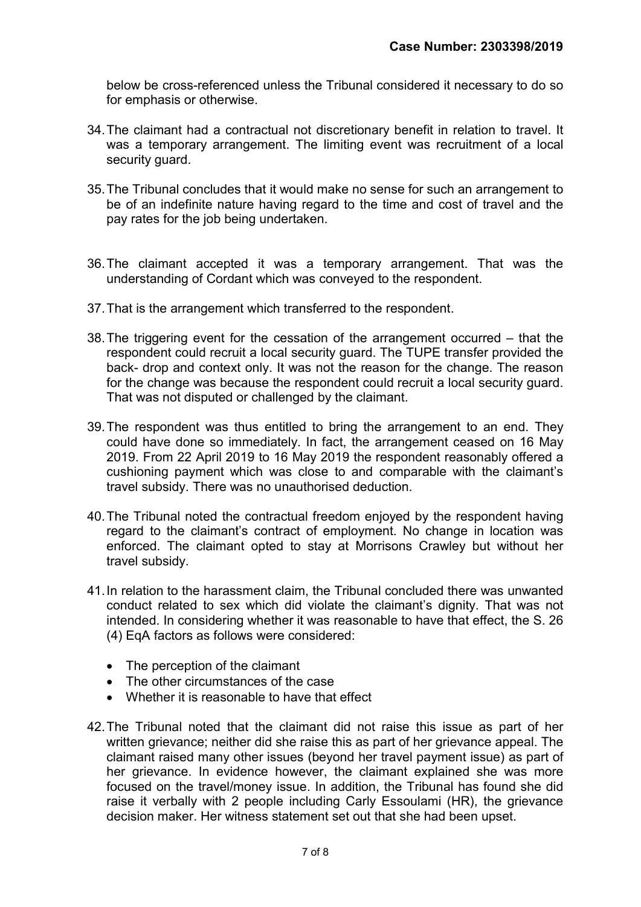below be cross-referenced unless the Tribunal considered it necessary to do so for emphasis or otherwise.

34. The claimant had a contractual not discretionary benefit in relation to travel. It was a temporary arrangement. The limiting event was recruitment of a local security guard.

35. The Tribunal concludes that it would make no sense for such an arrangement to be of an indefinite nature having regard to the time and cost of travel and the pay rates for the job being undertaken.

36. The claimant accepted it was a temporary arrangement. That was the understanding of Cordant which was conveyed to the respondent.

37. That is the arrangement which transferred to the respondent.

38. The triggering event for the cessation of the arrangement occurred – that the respondent could recruit a local security guard. The TUPE transfer provided the back- drop and context only. It was not the reason for the change. The reason for the change was because the respondent could recruit a local security guard. That was not disputed or challenged by the claimant.

39. The respondent was thus entitled to bring the arrangement to an end. They could have done so immediately. In fact, the arrangement ceased on 16 May 2019. From 22 April 2019 to 16 May 2019 the respondent reasonably offered a cushioning payment which was close to and comparable with the claimant's travel subsidy. There was no unauthorised deduction.

40. The Tribunal noted the contractual freedom enjoyed by the respondent having regard to the claimant's contract of employment. No change in location was enforced. The claimant opted to stay at Morrisons Crawley but without her travel subsidy.

41. In relation to the harassment claim, the Tribunal concluded there was unwanted conduct related to sex which did violate the claimant's dignity. That was not intended. In considering whether it was reasonable to have that effect, the S. 26 (4) EqA factors as follows were considered:

- The perception of the claimant
- The other circumstances of the case
- Whether it is reasonable to have that effect

42. The Tribunal noted that the claimant did not raise this issue as part of her written grievance; neither did she raise this as part of her grievance appeal. The claimant raised many other issues (beyond her travel payment issue) as part of her grievance. In evidence however, the claimant explained she was more focused on the travel/money issue. In addition, the Tribunal has found she did raise it verbally with 2 people including Carly Essoulami (HR), the grievance decision maker. Her witness statement set out that she had been upset.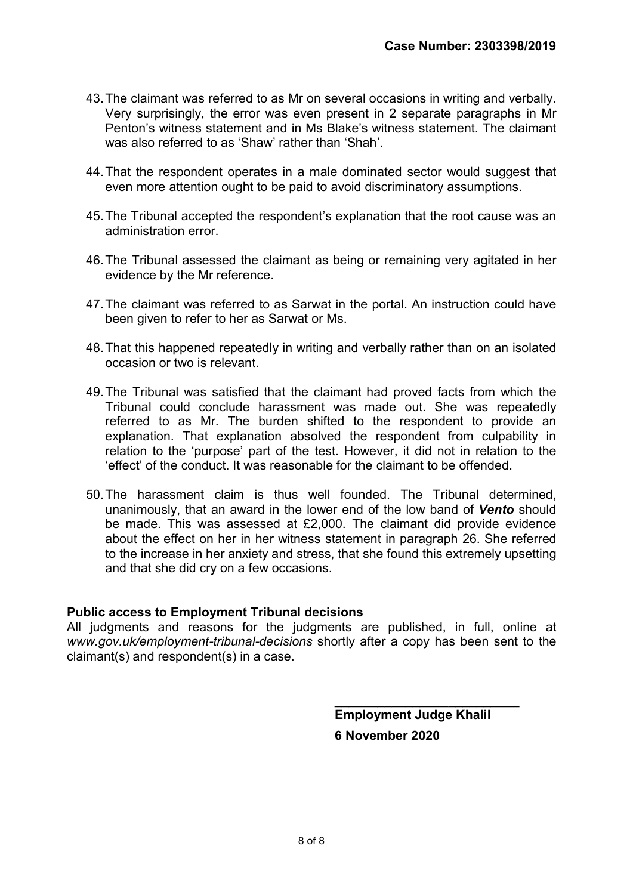43. The claimant was referred to as Mr on several occasions in writing and verbally. Very surprisingly, the error was even present in 2 separate paragraphs in Mr Penton's witness statement and in Ms Blake's witness statement. The claimant was also referred to as 'Shaw' rather than 'Shah'.

44. That the respondent operates in a male dominated sector would suggest that even more attention ought to be paid to avoid discriminatory assumptions.

45. The Tribunal accepted the respondent's explanation that the root cause was an administration error.

46. The Tribunal assessed the claimant as being or remaining very agitated in her evidence by the Mr reference.

47. The claimant was referred to as Sarwat in the portal. An instruction could have been given to refer to her as Sarwat or Ms.

48. That this happened repeatedly in writing and verbally rather than on an isolated occasion or two is relevant.

49. The Tribunal was satisfied that the claimant had proved facts from which the Tribunal could conclude harassment was made out. She was repeatedly referred to as Mr. The burden shifted to the respondent to provide an explanation. That explanation absolved the respondent from culpability in relation to the 'purpose' part of the test. However, it did not in relation to the 'effect' of the conduct. It was reasonable for the claimant to be offended.

50. The harassment claim is thus well founded. The Tribunal determined, unanimously, that an award in the lower end of the low band of ***Vento*** should be made. This was assessed at £2,000. The claimant did provide evidence about the effect on her in her witness statement in paragraph 26. She referred to the increase in her anxiety and stress, that she found this extremely upsetting and that she did cry on a few occasions.

**Public access to Employment Tribunal decisions**

All judgments and reasons for the judgments are published, in full, online at *www.gov.uk/employment-tribunal-decisions* shortly after a copy has been sent to the claimant(s) and respondent(s) in a case.

______________________________

**Employment Judge Khalil**

**6 November 2020**